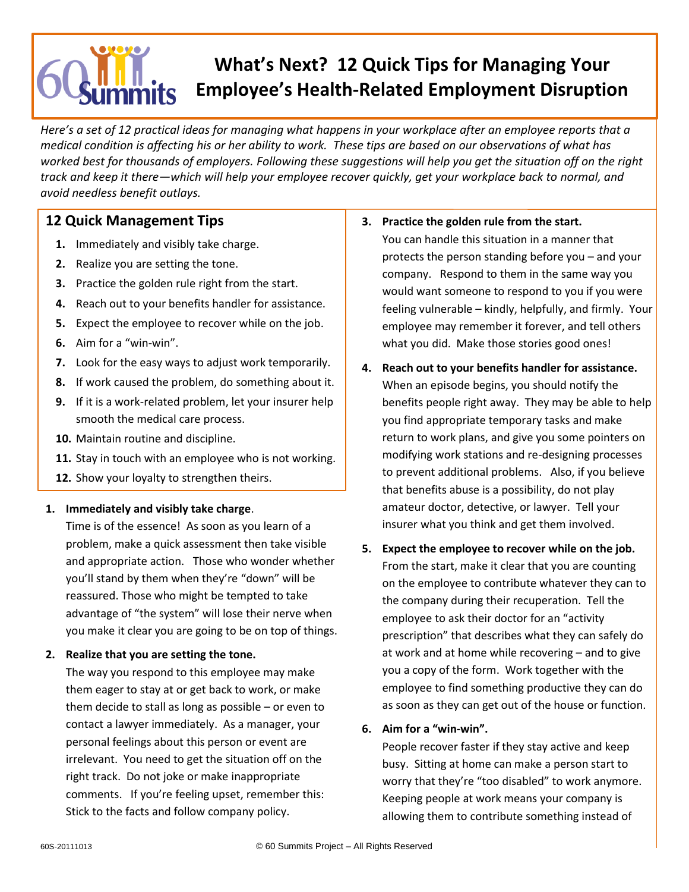# What's Next? 12 Quick Tips for Managing Your Employee's Health-Related Employment Disruption

*Here's a set of 12 practical ideas for managing what happens in your workplace after an employee reports that a medical condition is affecting his or her ability to work. These tips are based on our observations of what has worked best for thousands of employers. Following these suggestions will help you get the situation off on the right track and keep it there—which will help your employee recover quickly, get your workplace back to normal, and avoid needless benefit outlays.*

## 12 Quick Management Tips

1. Immediately and visibly take charge.
2. Realize you are setting the tone.
3. Practice the golden rule right from the start.
4. Reach out to your benefits handler for assistance.
5. Expect the employee to recover while on the job.
6. Aim for a "win-win".
7. Look for the easy ways to adjust work temporarily.
8. If work caused the problem, do something about it.
9. If it is a work-related problem, let your insurer help smooth the medical care process.
10. Maintain routine and discipline.
11. Stay in touch with an employee who is not working.
12. Show your loyalty to strengthen theirs.

1. **Immediately and visibly take charge**.
   Time is of the essence! As soon as you learn of a problem, make a quick assessment then take visible and appropriate action. Those who wonder whether you'll stand by them when they're "down" will be reassured. Those who might be tempted to take advantage of "the system" will lose their nerve when you make it clear you are going to be on top of things.

2. **Realize that you are setting the tone.**
   The way you respond to this employee may make them eager to stay at or get back to work, or make them decide to stall as long as possible – or even to contact a lawyer immediately. As a manager, your personal feelings about this person or event are irrelevant. You need to get the situation off on the right track. Do not joke or make inappropriate comments. If you're feeling upset, remember this: Stick to the facts and follow company policy.

3. **Practice the golden rule from the start.**
   You can handle this situation in a manner that protects the person standing before you – and your company. Respond to them in the same way you would want someone to respond to you if you were feeling vulnerable – kindly, helpfully, and firmly. Your employee may remember it forever, and tell others what you did. Make those stories good ones!

4. **Reach out to your benefits handler for assistance.**
   When an episode begins, you should notify the benefits people right away. They may be able to help you find appropriate temporary tasks and make return to work plans, and give you some pointers on modifying work stations and re-designing processes to prevent additional problems. Also, if you believe that benefits abuse is a possibility, do not play amateur doctor, detective, or lawyer. Tell your insurer what you think and get them involved.

5. **Expect the employee to recover while on the job.**
   From the start, make it clear that you are counting on the employee to contribute whatever they can to the company during their recuperation. Tell the employee to ask their doctor for an "activity prescription" that describes what they can safely do at work and at home while recovering – and to give you a copy of the form. Work together with the employee to find something productive they can do as soon as they can get out of the house or function.

6. **Aim for a "win-win".**
   People recover faster if they stay active and keep busy. Sitting at home can make a person start to worry that they're "too disabled" to work anymore. Keeping people at work means your company is allowing them to contribute something instead of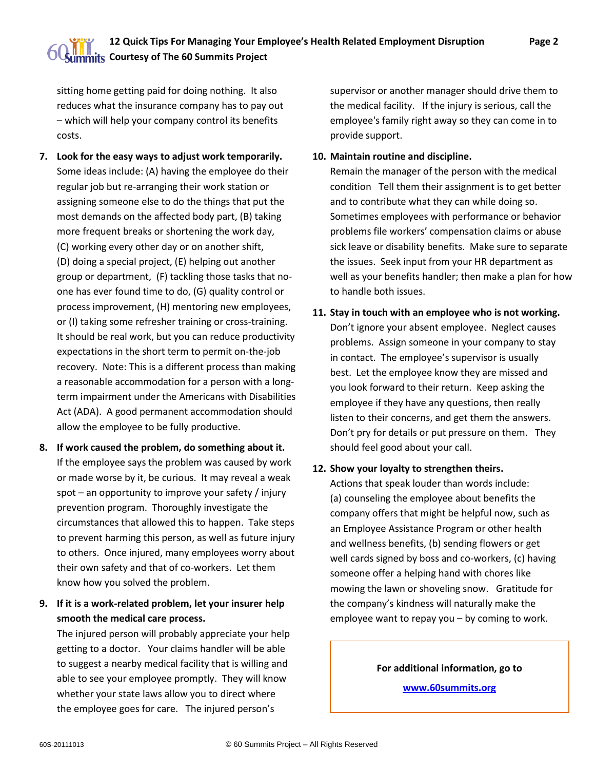sitting home getting paid for doing nothing. It also reduces what the insurance company has to pay out – which will help your company control its benefits costs.

7. **Look for the easy ways to adjust work temporarily.** Some ideas include: (A) having the employee do their regular job but re-arranging their work station or assigning someone else to do the things that put the most demands on the affected body part, (B) taking more frequent breaks or shortening the work day, (C) working every other day or on another shift, (D) doing a special project, (E) helping out another group or department, (F) tackling those tasks that no-one has ever found time to do, (G) quality control or process improvement, (H) mentoring new employees, or (I) taking some refresher training or cross-training. It should be real work, but you can reduce productivity expectations in the short term to permit on-the-job recovery. Note: This is a different process than making a reasonable accommodation for a person with a long-term impairment under the Americans with Disabilities Act (ADA). A good permanent accommodation should allow the employee to be fully productive.

8. **If work caused the problem, do something about it.** If the employee says the problem was caused by work or made worse by it, be curious. It may reveal a weak spot – an opportunity to improve your safety / injury prevention program. Thoroughly investigate the circumstances that allowed this to happen. Take steps to prevent harming this person, as well as future injury to others. Once injured, many employees worry about their own safety and that of co-workers. Let them know how you solved the problem.

9. **If it is a work-related problem, let your insurer help smooth the medical care process.** The injured person will probably appreciate your help getting to a doctor. Your claims handler will be able to suggest a nearby medical facility that is willing and able to see your employee promptly. They will know whether your state laws allow you to direct where the employee goes for care. The injured person's supervisor or another manager should drive them to the medical facility. If the injury is serious, call the employee's family right away so they can come in to provide support.

10. **Maintain routine and discipline.** Remain the manager of the person with the medical condition Tell them their assignment is to get better and to contribute what they can while doing so. Sometimes employees with performance or behavior problems file workers' compensation claims or abuse sick leave or disability benefits. Make sure to separate the issues. Seek input from your HR department as well as your benefits handler; then make a plan for how to handle both issues.

11. **Stay in touch with an employee who is not working.** Don't ignore your absent employee. Neglect causes problems. Assign someone in your company to stay in contact. The employee's supervisor is usually best. Let the employee know they are missed and you look forward to their return. Keep asking the employee if they have any questions, then really listen to their concerns, and get them the answers. Don't pry for details or put pressure on them. They should feel good about your call.

12. **Show your loyalty to strengthen theirs.** Actions that speak louder than words include: (a) counseling the employee about benefits the company offers that might be helpful now, such as an Employee Assistance Program or other health and wellness benefits, (b) sending flowers or get well cards signed by boss and co-workers, (c) having someone offer a helping hand with chores like mowing the lawn or shoveling snow. Gratitude for the company's kindness will naturally make the employee want to repay you – by coming to work.

**For additional information, go to**

**[www.60summits.org](http://www.60summits.org)**